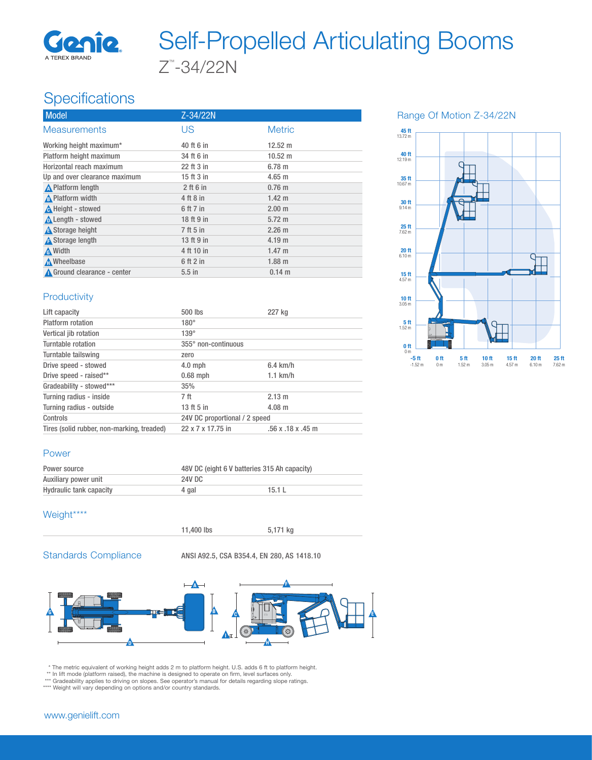# Self-Propelled Articulating Booms

Z™-34/22N

## Specifications

| Model | Z-34/22N | |
|---|---|---|
| Measurements | US | Metric |
| Working height maximum* | 40 ft 6 in | 12.52 m |
| Platform height maximum | 34 ft 6 in | 10.52 m |
| Horizontal reach maximum | 22 ft 3 in | 6.78 m |
| Up and over clearance maximum | 15 ft 3 in | 4.65 m |
| A Platform length | 2 ft 6 in | 0.76 m |
| B Platform width | 4 ft 8 in | 1.42 m |
| C Height - stowed | 6 ft 7 in | 2.00 m |
| D Length - stowed | 18 ft 9 in | 5.72 m |
| E Storage height | 7 ft 5 in | 2.26 m |
| F Storage length | 13 ft 9 in | 4.19 m |
| G Width | 4 ft 10 in | 1.47 m |
| H Wheelbase | 6 ft 2 in | 1.88 m |
| I Ground clearance - center | 5.5 in | 0.14 m |

### Productivity

| | | |
|---|---|---|
| Lift capacity | 500 lbs | 227 kg |
| Platform rotation | 180° | |
| Vertical jib rotation | 139° | |
| Turntable rotation | 355° non-continuous | |
| Turntable tailswing | zero | |
| Drive speed - stowed | 4.0 mph | 6.4 km/h |
| Drive speed - raised** | 0.68 mph | 1.1 km/h |
| Gradeability - stowed*** | 35% | |
| Turning radius - inside | 7 ft | 2.13 m |
| Turning radius - outside | 13 ft 5 in | 4.08 m |
| Controls | 24V DC proportional / 2 speed | |
| Tires (solid rubber, non-marking, treaded) | 22 x 7 x 17.75 in | .56 x .18 x .45 m |

### Power

| | | |
|---|---|---|
| Power source | 48V DC (eight 6 V batteries 315 Ah capacity) | |
| Auxiliary power unit | 24V DC | |
| Hydraulic tank capacity | 4 gal | 15.1 L |

### Weight****

| | | |
|---|---|---|
| | 11,400 lbs | 5,171 kg |

### Standards Compliance

ANSI A92.5, CSA B354.4, EN 280, AS 1418.10

## Range Of Motion Z-34/22N

\* The metric equivalent of working height adds 2 m to platform height. U.S. adds 6 ft to platform height.
\*\* In lift mode (platform raised), the machine is designed to operate on firm, level surfaces only.
\*\*\* Gradeability applies to driving on slopes. See operator's manual for details regarding slope ratings.
\*\*\*\* Weight will vary depending on options and/or country standards.

www.genielift.com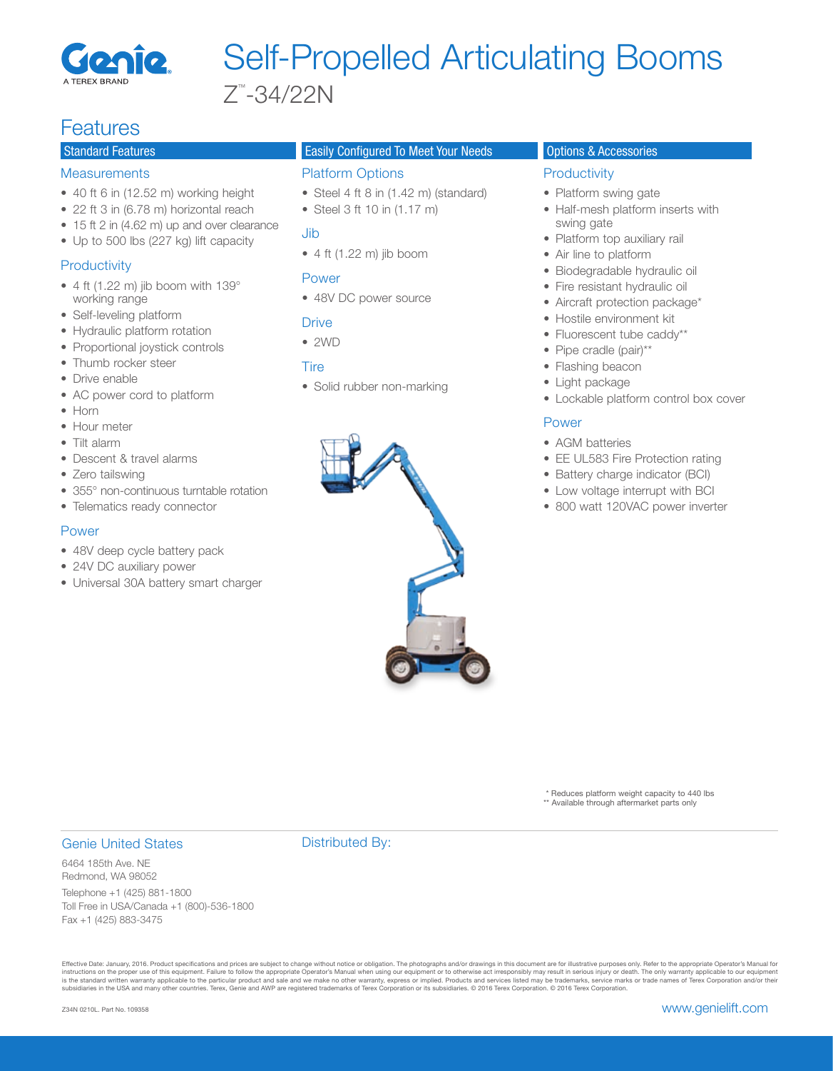# Self-Propelled Articulating Booms

Z™-34/22N

## Features

### Standard Features

#### Measurements

- 40 ft 6 in (12.52 m) working height
- 22 ft 3 in (6.78 m) horizontal reach
- 15 ft 2 in (4.62 m) up and over clearance
- Up to 500 lbs (227 kg) lift capacity

#### Productivity

- 4 ft (1.22 m) jib boom with 139° working range
- Self-leveling platform
- Hydraulic platform rotation
- Proportional joystick controls
- Thumb rocker steer
- Drive enable
- AC power cord to platform
- Horn
- Hour meter
- Tilt alarm
- Descent & travel alarms
- Zero tailswing
- 355° non-continuous turntable rotation
- Telematics ready connector

#### Power

- 48V deep cycle battery pack
- 24V DC auxiliary power
- Universal 30A battery smart charger

### Easily Configured To Meet Your Needs

#### Platform Options

- Steel 4 ft 8 in (1.42 m) (standard)
- Steel 3 ft 10 in (1.17 m)

#### Jib

- 4 ft (1.22 m) jib boom

#### Power

- 48V DC power source

#### Drive

- 2WD

#### Tire

- Solid rubber non-marking

### Options & Accessories

#### Productivity

- Platform swing gate
- Half-mesh platform inserts with swing gate
- Platform top auxiliary rail
- Air line to platform
- Biodegradable hydraulic oil
- Fire resistant hydraulic oil
- Aircraft protection package*
- Hostile environment kit
- Fluorescent tube caddy**
- Pipe cradle (pair)**
- Flashing beacon
- Light package
- Lockable platform control box cover

#### Power

- AGM batteries
- EE UL583 Fire Protection rating
- Battery charge indicator (BCI)
- Low voltage interrupt with BCI
- 800 watt 120VAC power inverter

\* Reduces platform weight capacity to 440 lbs
** Available through aftermarket parts only

### Genie United States

6464 185th Ave. NE
Redmond, WA 98052

Telephone +1 (425) 881-1800
Toll Free in USA/Canada +1 (800)-536-1800
Fax +1 (425) 883-3475

Distributed By:

Effective Date: January, 2016. Product specifications and prices are subject to change without notice or obligation. The photographs and/or drawings in this document are for illustrative purposes only. Refer to the appropriate Operator's Manual for instructions on the proper use of this equipment. Failure to follow the appropriate Operator's Manual when using our equipment or to otherwise act irresponsibly may result in serious injury or death. The only warranty applicable to our equipment is the standard written warranty applicable to the particular product and sale and we make no other warranty, express or implied. Products and services listed may be trademarks, service marks or trade names of Terex Corporation and/or their subsidiaries in the USA and many other countries. Terex, Genie and AWP are registered trademarks of Terex Corporation or its subsidiaries. © 2016 Terex Corporation. © 2016 Terex Corporation.

Z34N 0210L. Part No. 109358

www.genielift.com